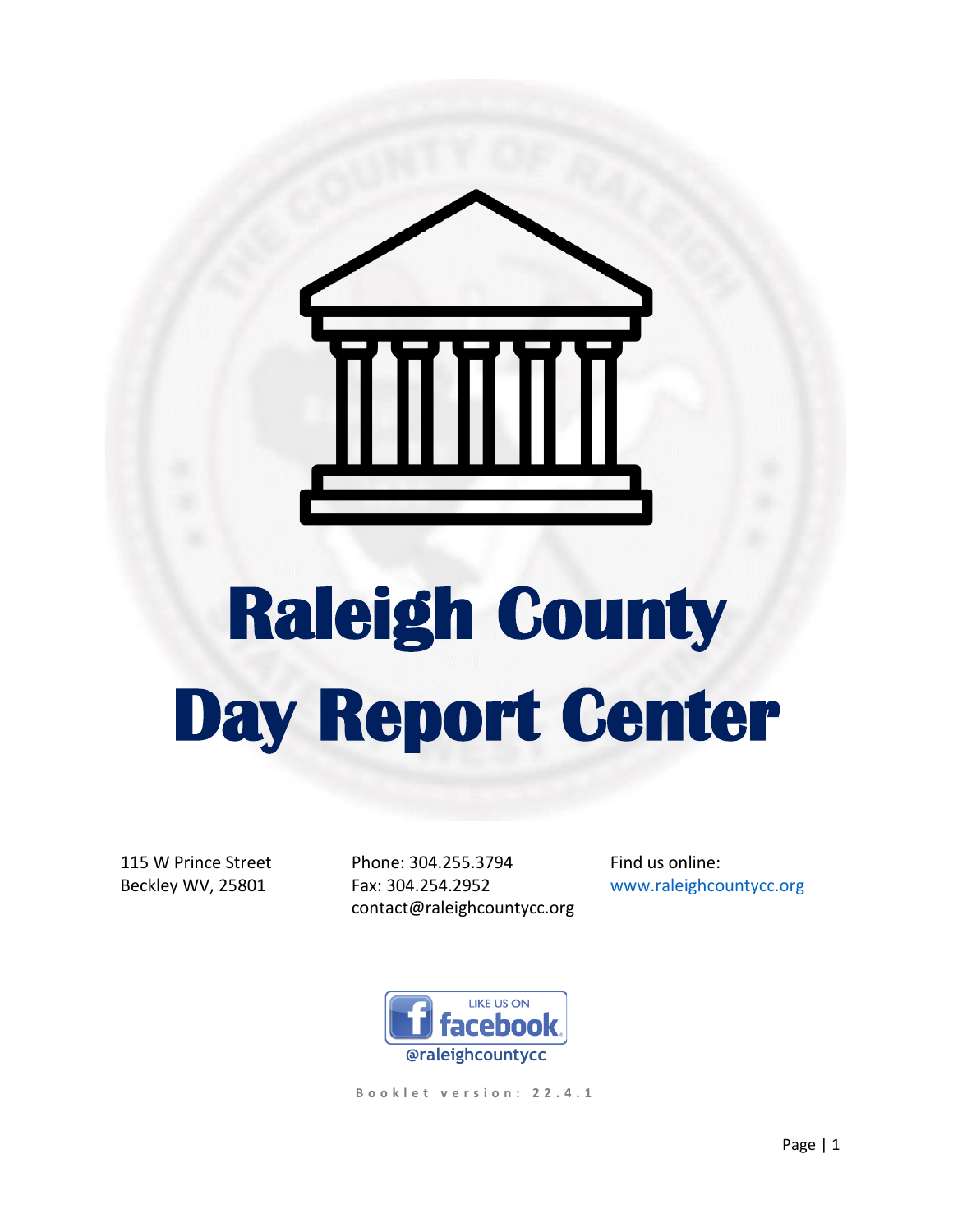# Raleigh County Day Report Center

115 W Prince Street
Beckley WV, 25801

Phone: 304.255.3794
Fax: 304.254.2952
contact@raleighcountycc.org

Find us online:
www.raleighcountycc.org

LIKE US ON facebook
@raleighcountycc

Booklet version: 22.4.1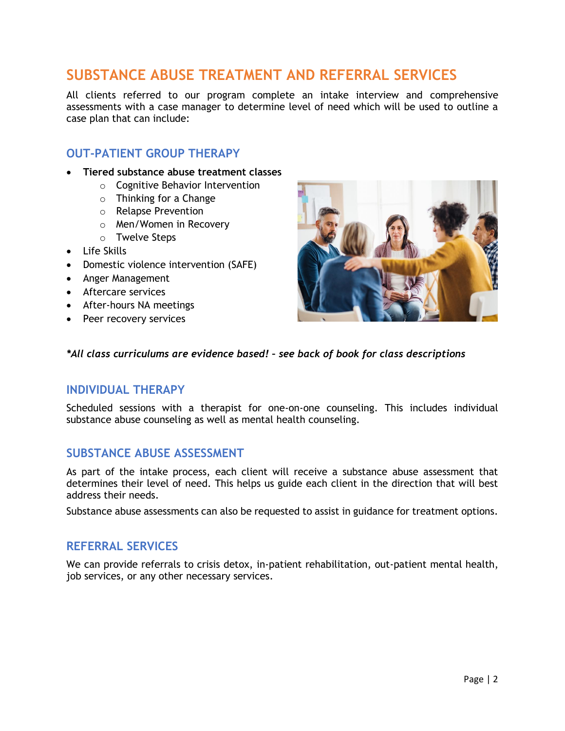# SUBSTANCE ABUSE TREATMENT AND REFERRAL SERVICES

All clients referred to our program complete an intake interview and comprehensive assessments with a case manager to determine level of need which will be used to outline a case plan that can include:

## OUT-PATIENT GROUP THERAPY

- **Tiered substance abuse treatment classes**
  - Cognitive Behavior Intervention
  - Thinking for a Change
  - Relapse Prevention
  - Men/Women in Recovery
  - Twelve Steps
- Life Skills
- Domestic violence intervention (SAFE)
- Anger Management
- Aftercare services
- After-hours NA meetings
- Peer recovery services

***All class curriculums are evidence based! – see back of book for class descriptions***

## INDIVIDUAL THERAPY

Scheduled sessions with a therapist for one-on-one counseling. This includes individual substance abuse counseling as well as mental health counseling.

## SUBSTANCE ABUSE ASSESSMENT

As part of the intake process, each client will receive a substance abuse assessment that determines their level of need. This helps us guide each client in the direction that will best address their needs.

Substance abuse assessments can also be requested to assist in guidance for treatment options.

## REFERRAL SERVICES

We can provide referrals to crisis detox, in-patient rehabilitation, out-patient mental health, job services, or any other necessary services.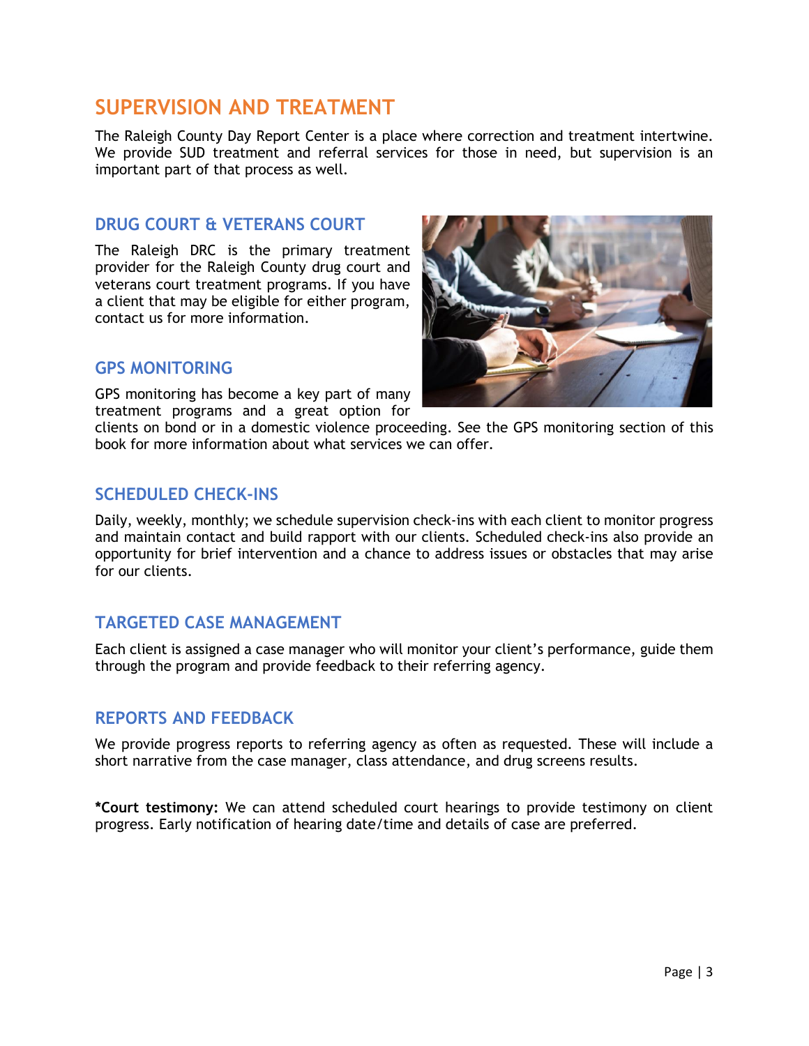# SUPERVISION AND TREATMENT

The Raleigh County Day Report Center is a place where correction and treatment intertwine. We provide SUD treatment and referral services for those in need, but supervision is an important part of that process as well.

## DRUG COURT & VETERANS COURT

The Raleigh DRC is the primary treatment provider for the Raleigh County drug court and veterans court treatment programs. If you have a client that may be eligible for either program, contact us for more information.

## GPS MONITORING

GPS monitoring has become a key part of many treatment programs and a great option for clients on bond or in a domestic violence proceeding. See the GPS monitoring section of this book for more information about what services we can offer.

## SCHEDULED CHECK-INS

Daily, weekly, monthly; we schedule supervision check-ins with each client to monitor progress and maintain contact and build rapport with our clients. Scheduled check-ins also provide an opportunity for brief intervention and a chance to address issues or obstacles that may arise for our clients.

## TARGETED CASE MANAGEMENT

Each client is assigned a case manager who will monitor your client's performance, guide them through the program and provide feedback to their referring agency.

## REPORTS AND FEEDBACK

We provide progress reports to referring agency as often as requested. These will include a short narrative from the case manager, class attendance, and drug screens results.

**\*Court testimony:** We can attend scheduled court hearings to provide testimony on client progress. Early notification of hearing date/time and details of case are preferred.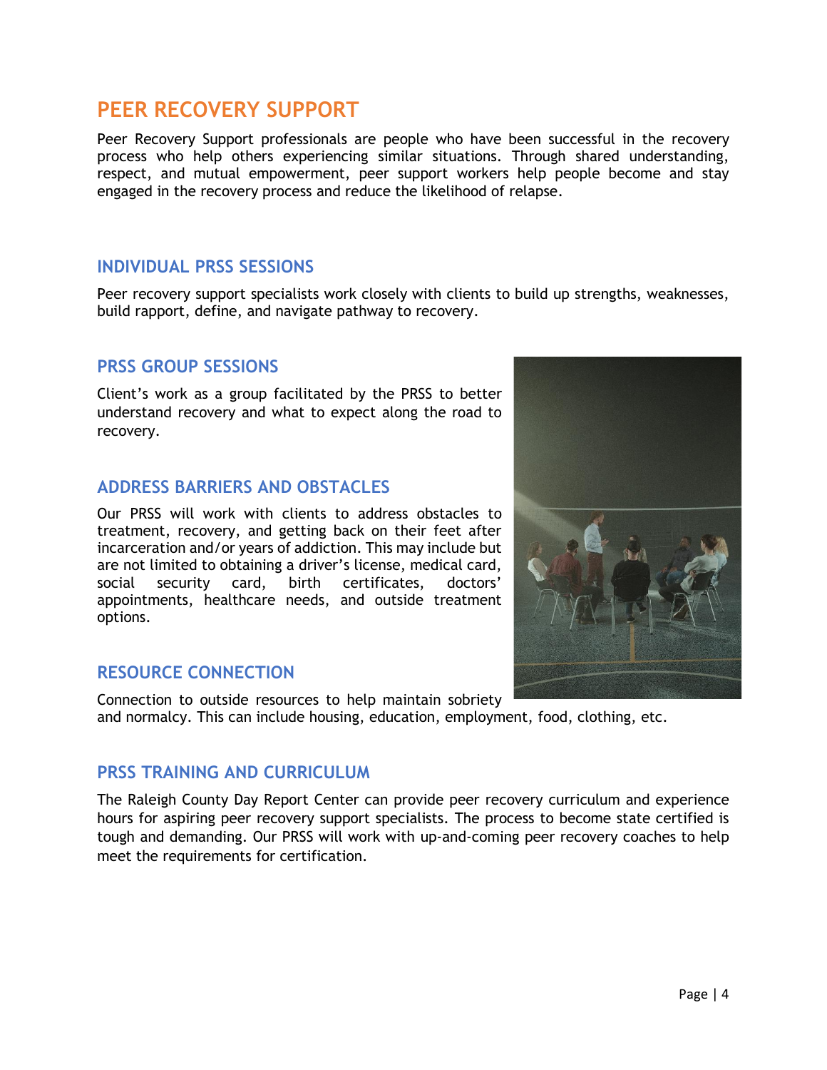# PEER RECOVERY SUPPORT

Peer Recovery Support professionals are people who have been successful in the recovery process who help others experiencing similar situations. Through shared understanding, respect, and mutual empowerment, peer support workers help people become and stay engaged in the recovery process and reduce the likelihood of relapse.

## INDIVIDUAL PRSS SESSIONS

Peer recovery support specialists work closely with clients to build up strengths, weaknesses, build rapport, define, and navigate pathway to recovery.

## PRSS GROUP SESSIONS

Client's work as a group facilitated by the PRSS to better understand recovery and what to expect along the road to recovery.

## ADDRESS BARRIERS AND OBSTACLES

Our PRSS will work with clients to address obstacles to treatment, recovery, and getting back on their feet after incarceration and/or years of addiction. This may include but are not limited to obtaining a driver's license, medical card, social security card, birth certificates, doctors' appointments, healthcare needs, and outside treatment options.

## RESOURCE CONNECTION

Connection to outside resources to help maintain sobriety and normalcy. This can include housing, education, employment, food, clothing, etc.

## PRSS TRAINING AND CURRICULUM

The Raleigh County Day Report Center can provide peer recovery curriculum and experience hours for aspiring peer recovery support specialists. The process to become state certified is tough and demanding. Our PRSS will work with up-and-coming peer recovery coaches to help meet the requirements for certification.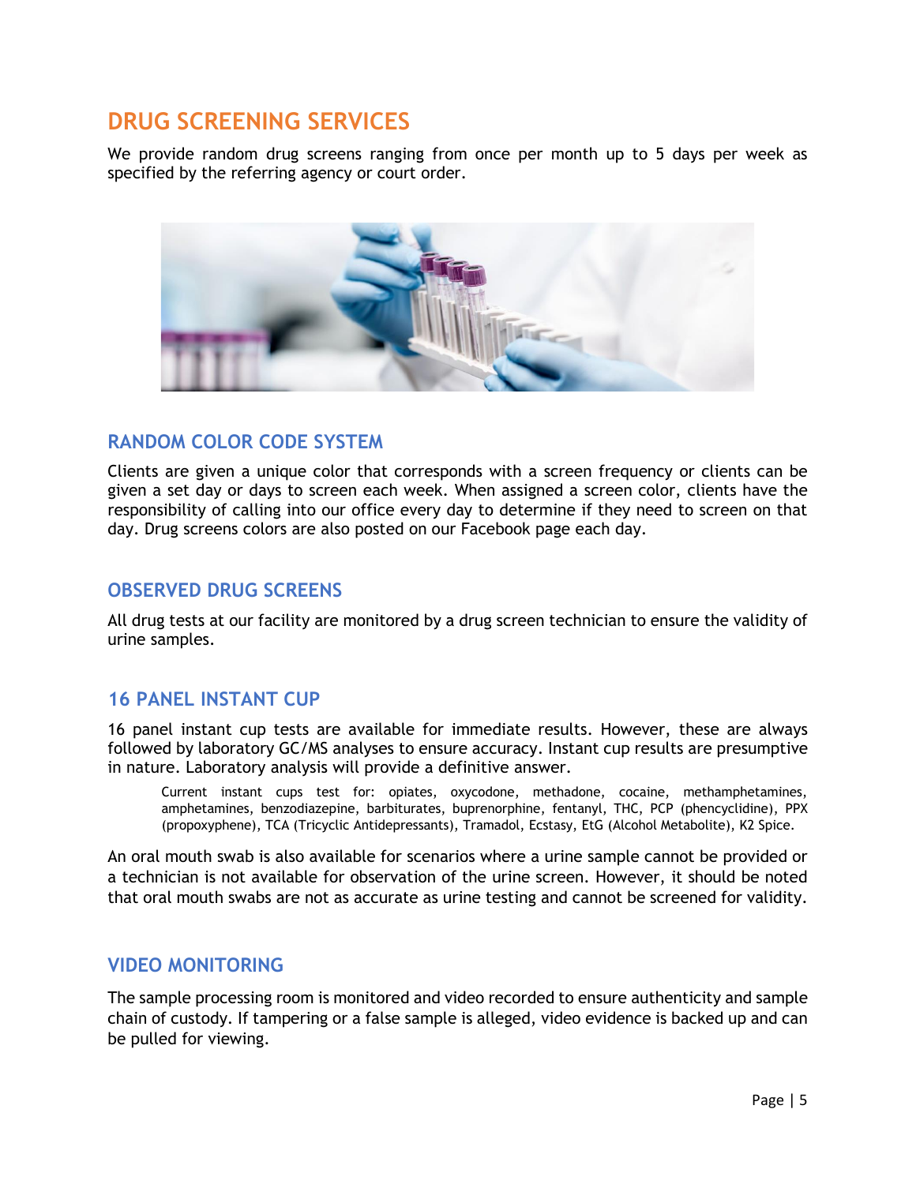# DRUG SCREENING SERVICES

We provide random drug screens ranging from once per month up to 5 days per week as specified by the referring agency or court order.

## RANDOM COLOR CODE SYSTEM

Clients are given a unique color that corresponds with a screen frequency or clients can be given a set day or days to screen each week. When assigned a screen color, clients have the responsibility of calling into our office every day to determine if they need to screen on that day. Drug screens colors are also posted on our Facebook page each day.

## OBSERVED DRUG SCREENS

All drug tests at our facility are monitored by a drug screen technician to ensure the validity of urine samples.

## 16 PANEL INSTANT CUP

16 panel instant cup tests are available for immediate results. However, these are always followed by laboratory GC/MS analyses to ensure accuracy. Instant cup results are presumptive in nature. Laboratory analysis will provide a definitive answer.

> Current instant cups test for: opiates, oxycodone, methadone, cocaine, methamphetamines, amphetamines, benzodiazepine, barbiturates, buprenorphine, fentanyl, THC, PCP (phencyclidine), PPX (propoxyphene), TCA (Tricyclic Antidepressants), Tramadol, Ecstasy, EtG (Alcohol Metabolite), K2 Spice.

An oral mouth swab is also available for scenarios where a urine sample cannot be provided or a technician is not available for observation of the urine screen. However, it should be noted that oral mouth swabs are not as accurate as urine testing and cannot be screened for validity.

## VIDEO MONITORING

The sample processing room is monitored and video recorded to ensure authenticity and sample chain of custody. If tampering or a false sample is alleged, video evidence is backed up and can be pulled for viewing.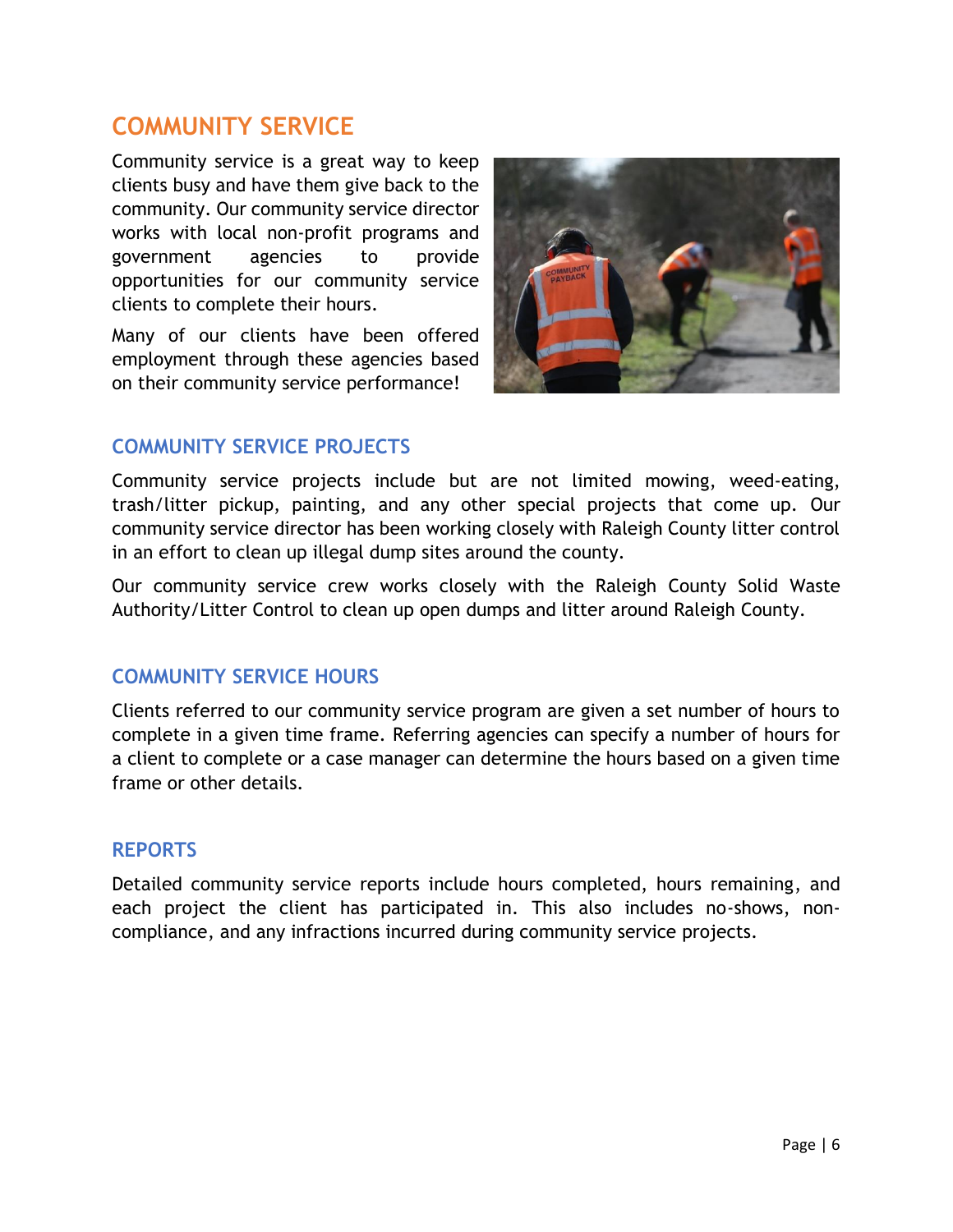## COMMUNITY SERVICE

Community service is a great way to keep clients busy and have them give back to the community. Our community service director works with local non-profit programs and government agencies to provide opportunities for our community service clients to complete their hours.

Many of our clients have been offered employment through these agencies based on their community service performance!

### COMMUNITY SERVICE PROJECTS

Community service projects include but are not limited mowing, weed-eating, trash/litter pickup, painting, and any other special projects that come up. Our community service director has been working closely with Raleigh County litter control in an effort to clean up illegal dump sites around the county.

Our community service crew works closely with the Raleigh County Solid Waste Authority/Litter Control to clean up open dumps and litter around Raleigh County.

### COMMUNITY SERVICE HOURS

Clients referred to our community service program are given a set number of hours to complete in a given time frame. Referring agencies can specify a number of hours for a client to complete or a case manager can determine the hours based on a given time frame or other details.

### REPORTS

Detailed community service reports include hours completed, hours remaining, and each project the client has participated in. This also includes no-shows, non-compliance, and any infractions incurred during community service projects.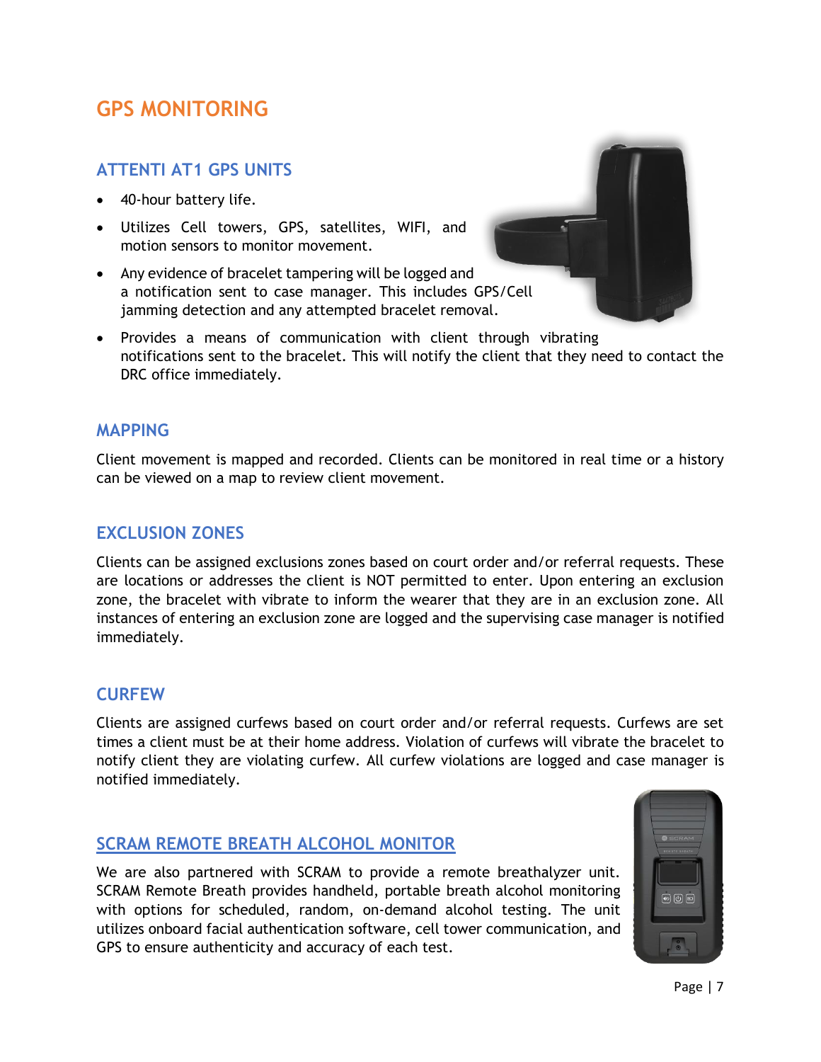# GPS MONITORING

## ATTENTI AT1 GPS UNITS

- 40-hour battery life.
- Utilizes Cell towers, GPS, satellites, WIFI, and motion sensors to monitor movement.
- Any evidence of bracelet tampering will be logged and a notification sent to case manager. This includes GPS/Cell jamming detection and any attempted bracelet removal.
- Provides a means of communication with client through vibrating notifications sent to the bracelet. This will notify the client that they need to contact the DRC office immediately.

## MAPPING

Client movement is mapped and recorded. Clients can be monitored in real time or a history can be viewed on a map to review client movement.

## EXCLUSION ZONES

Clients can be assigned exclusions zones based on court order and/or referral requests. These are locations or addresses the client is NOT permitted to enter. Upon entering an exclusion zone, the bracelet with vibrate to inform the wearer that they are in an exclusion zone. All instances of entering an exclusion zone are logged and the supervising case manager is notified immediately.

## CURFEW

Clients are assigned curfews based on court order and/or referral requests. Curfews are set times a client must be at their home address. Violation of curfews will vibrate the bracelet to notify client they are violating curfew. All curfew violations are logged and case manager is notified immediately.

## SCRAM REMOTE BREATH ALCOHOL MONITOR

We are also partnered with SCRAM to provide a remote breathalyzer unit. SCRAM Remote Breath provides handheld, portable breath alcohol monitoring with options for scheduled, random, on-demand alcohol testing. The unit utilizes onboard facial authentication software, cell tower communication, and GPS to ensure authenticity and accuracy of each test.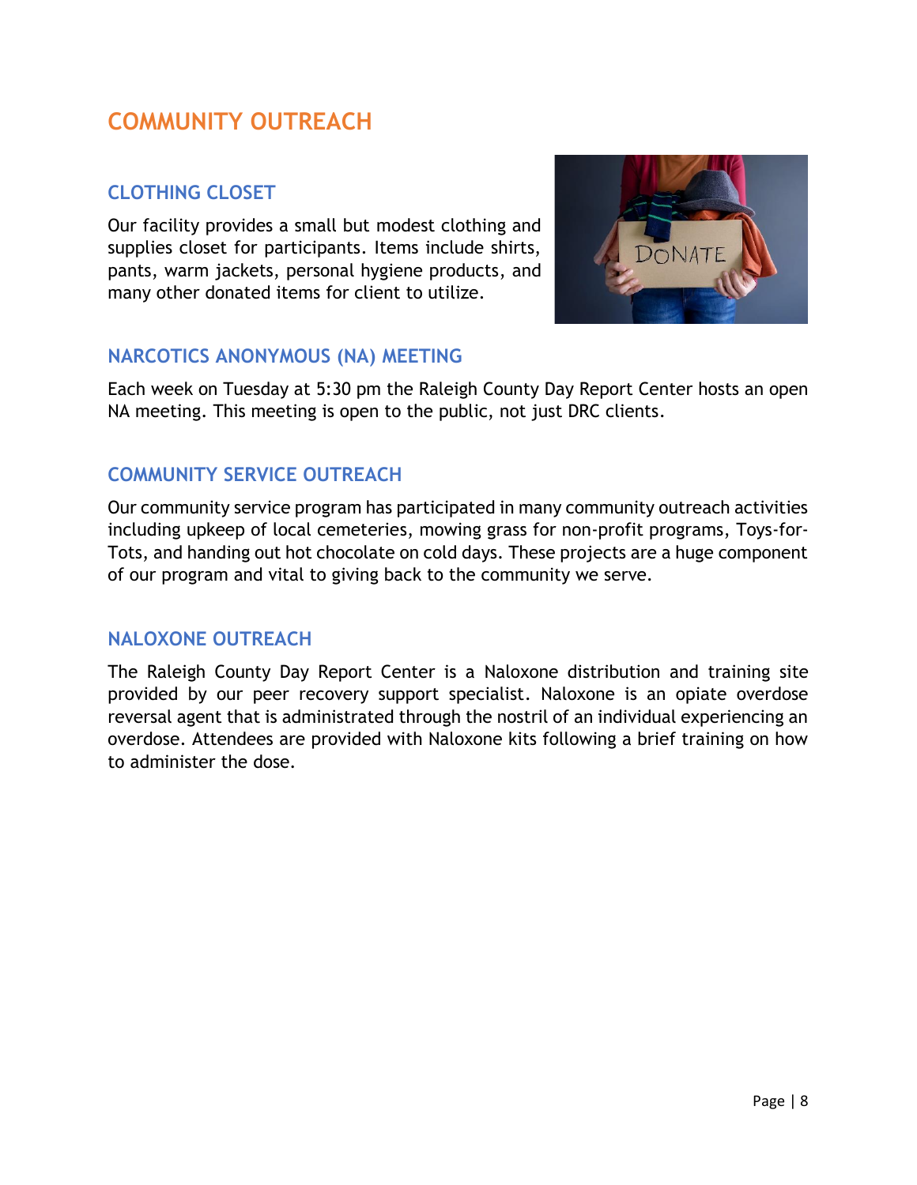# COMMUNITY OUTREACH

## CLOTHING CLOSET

Our facility provides a small but modest clothing and supplies closet for participants. Items include shirts, pants, warm jackets, personal hygiene products, and many other donated items for client to utilize.

## NARCOTICS ANONYMOUS (NA) MEETING

Each week on Tuesday at 5:30 pm the Raleigh County Day Report Center hosts an open NA meeting. This meeting is open to the public, not just DRC clients.

## COMMUNITY SERVICE OUTREACH

Our community service program has participated in many community outreach activities including upkeep of local cemeteries, mowing grass for non-profit programs, Toys-for-Tots, and handing out hot chocolate on cold days. These projects are a huge component of our program and vital to giving back to the community we serve.

## NALOXONE OUTREACH

The Raleigh County Day Report Center is a Naloxone distribution and training site provided by our peer recovery support specialist. Naloxone is an opiate overdose reversal agent that is administrated through the nostril of an individual experiencing an overdose. Attendees are provided with Naloxone kits following a brief training on how to administer the dose.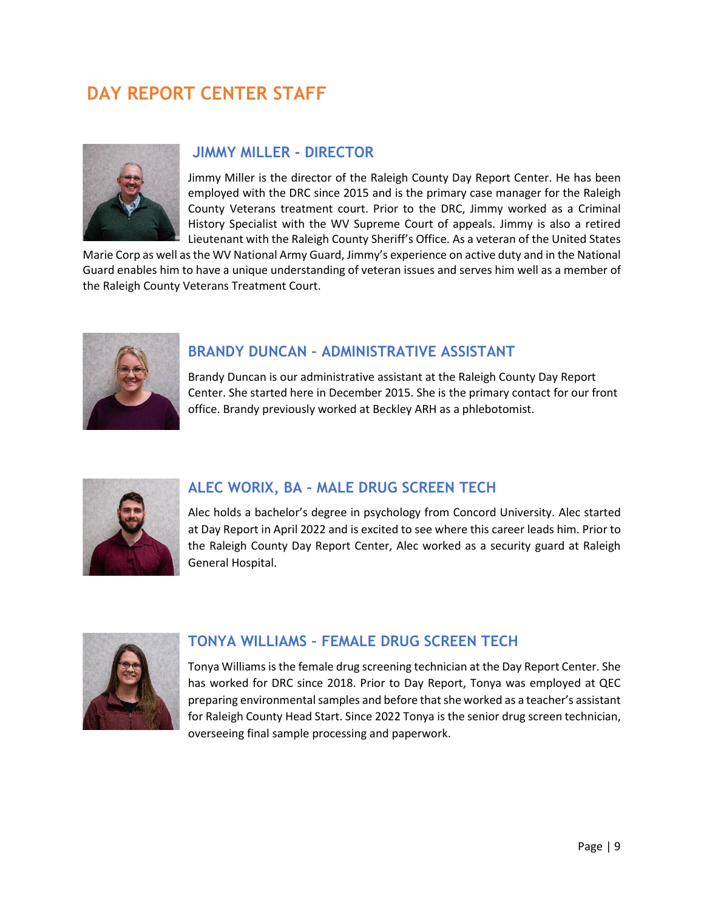# DAY REPORT CENTER STAFF

## JIMMY MILLER - DIRECTOR

Jimmy Miller is the director of the Raleigh County Day Report Center. He has been employed with the DRC since 2015 and is the primary case manager for the Raleigh County Veterans treatment court. Prior to the DRC, Jimmy worked as a Criminal History Specialist with the WV Supreme Court of appeals. Jimmy is also a retired Lieutenant with the Raleigh County Sheriff's Office. As a veteran of the United States Marie Corp as well as the WV National Army Guard, Jimmy's experience on active duty and in the National Guard enables him to have a unique understanding of veteran issues and serves him well as a member of the Raleigh County Veterans Treatment Court.

## BRANDY DUNCAN – ADMINISTRATIVE ASSISTANT

Brandy Duncan is our administrative assistant at the Raleigh County Day Report Center. She started here in December 2015. She is the primary contact for our front office. Brandy previously worked at Beckley ARH as a phlebotomist.

## ALEC WORIX, BA – MALE DRUG SCREEN TECH

Alec holds a bachelor's degree in psychology from Concord University. Alec started at Day Report in April 2022 and is excited to see where this career leads him. Prior to the Raleigh County Day Report Center, Alec worked as a security guard at Raleigh General Hospital.

## TONYA WILLIAMS – FEMALE DRUG SCREEN TECH

Tonya Williams is the female drug screening technician at the Day Report Center. She has worked for DRC since 2018. Prior to Day Report, Tonya was employed at QEC preparing environmental samples and before that she worked as a teacher's assistant for Raleigh County Head Start. Since 2022 Tonya is the senior drug screen technician, overseeing final sample processing and paperwork.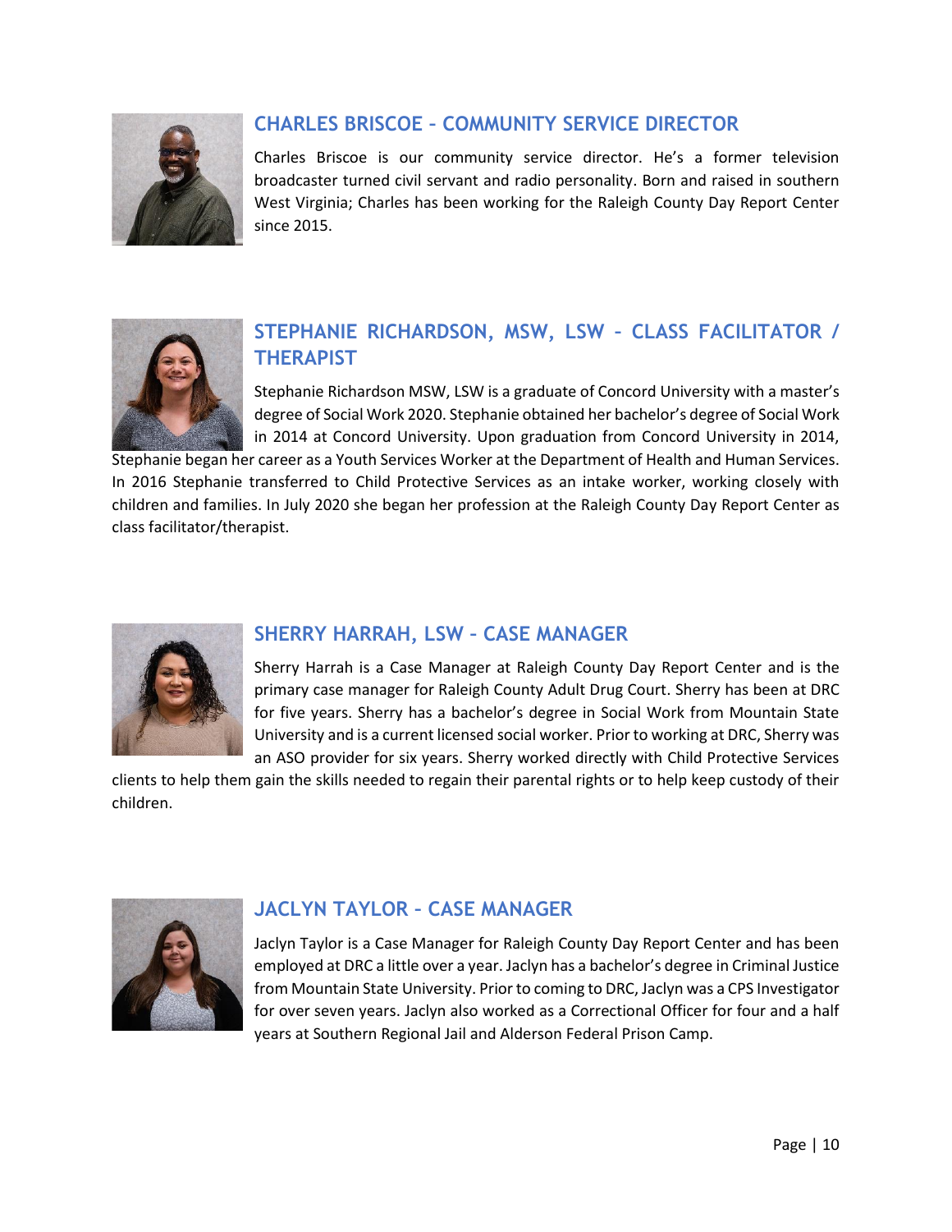## CHARLES BRISCOE – COMMUNITY SERVICE DIRECTOR

Charles Briscoe is our community service director. He's a former television broadcaster turned civil servant and radio personality. Born and raised in southern West Virginia; Charles has been working for the Raleigh County Day Report Center since 2015.

## STEPHANIE RICHARDSON, MSW, LSW – CLASS FACILITATOR / THERAPIST

Stephanie Richardson MSW, LSW is a graduate of Concord University with a master's degree of Social Work 2020. Stephanie obtained her bachelor's degree of Social Work in 2014 at Concord University. Upon graduation from Concord University in 2014, Stephanie began her career as a Youth Services Worker at the Department of Health and Human Services. In 2016 Stephanie transferred to Child Protective Services as an intake worker, working closely with children and families. In July 2020 she began her profession at the Raleigh County Day Report Center as class facilitator/therapist.

## SHERRY HARRAH, LSW – CASE MANAGER

Sherry Harrah is a Case Manager at Raleigh County Day Report Center and is the primary case manager for Raleigh County Adult Drug Court. Sherry has been at DRC for five years. Sherry has a bachelor's degree in Social Work from Mountain State University and is a current licensed social worker. Prior to working at DRC, Sherry was an ASO provider for six years. Sherry worked directly with Child Protective Services clients to help them gain the skills needed to regain their parental rights or to help keep custody of their children.

## JACLYN TAYLOR – CASE MANAGER

Jaclyn Taylor is a Case Manager for Raleigh County Day Report Center and has been employed at DRC a little over a year. Jaclyn has a bachelor's degree in Criminal Justice from Mountain State University. Prior to coming to DRC, Jaclyn was a CPS Investigator for over seven years. Jaclyn also worked as a Correctional Officer for four and a half years at Southern Regional Jail and Alderson Federal Prison Camp.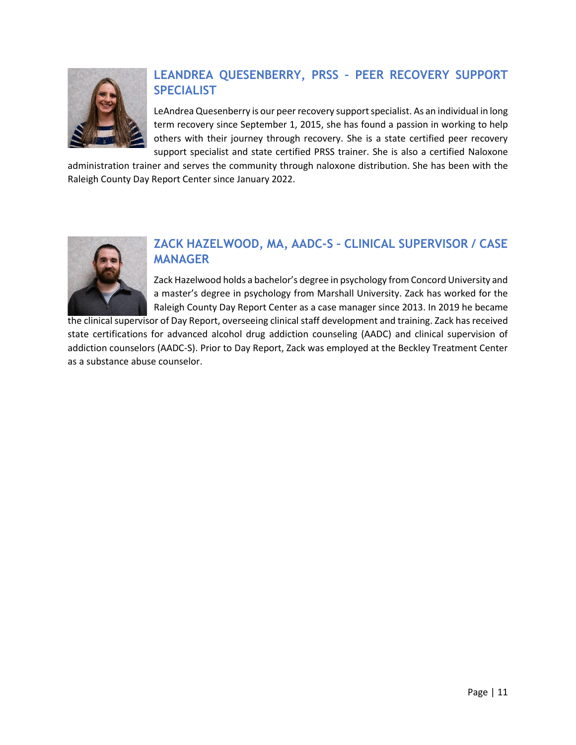## LEANDREA QUESENBERRY, PRSS – PEER RECOVERY SUPPORT SPECIALIST

LeAndrea Quesenberry is our peer recovery support specialist. As an individual in long term recovery since September 1, 2015, she has found a passion in working to help others with their journey through recovery. She is a state certified peer recovery support specialist and state certified PRSS trainer. She is also a certified Naloxone administration trainer and serves the community through naloxone distribution. She has been with the Raleigh County Day Report Center since January 2022.

## ZACK HAZELWOOD, MA, AADC-S – CLINICAL SUPERVISOR / CASE MANAGER

Zack Hazelwood holds a bachelor's degree in psychology from Concord University and a master's degree in psychology from Marshall University. Zack has worked for the Raleigh County Day Report Center as a case manager since 2013. In 2019 he became the clinical supervisor of Day Report, overseeing clinical staff development and training. Zack has received state certifications for advanced alcohol drug addiction counseling (AADC) and clinical supervision of addiction counselors (AADC-S). Prior to Day Report, Zack was employed at the Beckley Treatment Center as a substance abuse counselor.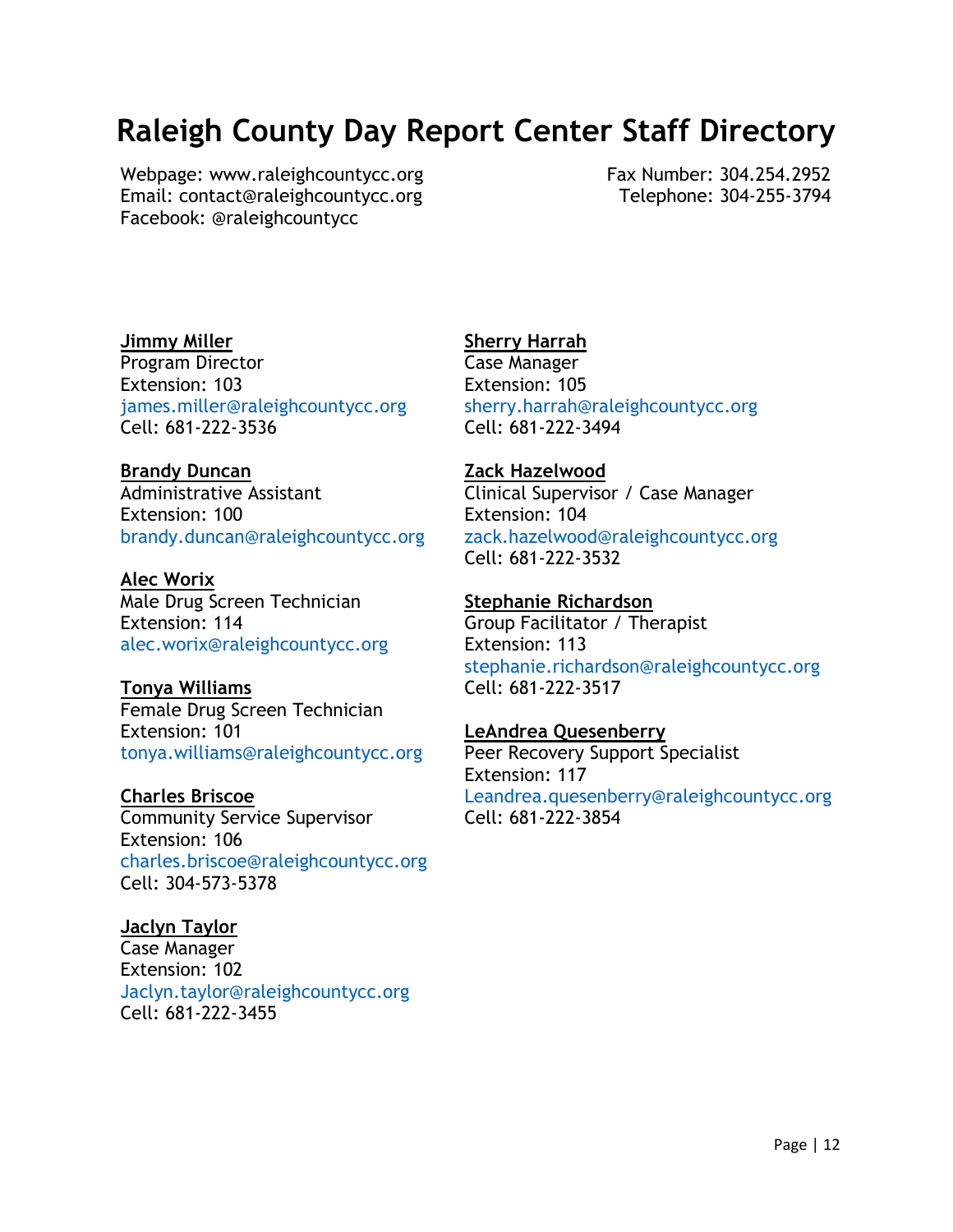# Raleigh County Day Report Center Staff Directory

Webpage: www.raleighcountycc.org
Email: contact@raleighcountycc.org
Facebook: @raleighcountycc

Fax Number: 304.254.2952
Telephone: 304-255-3794

**Jimmy Miller**
Program Director
Extension: 103
james.miller@raleighcountycc.org
Cell: 681-222-3536

**Brandy Duncan**
Administrative Assistant
Extension: 100
brandy.duncan@raleighcountycc.org

**Alec Worix**
Male Drug Screen Technician
Extension: 114
alec.worix@raleighcountycc.org

**Tonya Williams**
Female Drug Screen Technician
Extension: 101
tonya.williams@raleighcountycc.org

**Charles Briscoe**
Community Service Supervisor
Extension: 106
charles.briscoe@raleighcountycc.org
Cell: 304-573-5378

**Jaclyn Taylor**
Case Manager
Extension: 102
Jaclyn.taylor@raleighcountycc.org
Cell: 681-222-3455

**Sherry Harrah**
Case Manager
Extension: 105
sherry.harrah@raleighcountycc.org
Cell: 681-222-3494

**Zack Hazelwood**
Clinical Supervisor / Case Manager
Extension: 104
zack.hazelwood@raleighcountycc.org
Cell: 681-222-3532

**Stephanie Richardson**
Group Facilitator / Therapist
Extension: 113
stephanie.richardson@raleighcountycc.org
Cell: 681-222-3517

**LeAndrea Quesenberry**
Peer Recovery Support Specialist
Extension: 117
Leandrea.quesenberry@raleighcountycc.org
Cell: 681-222-3854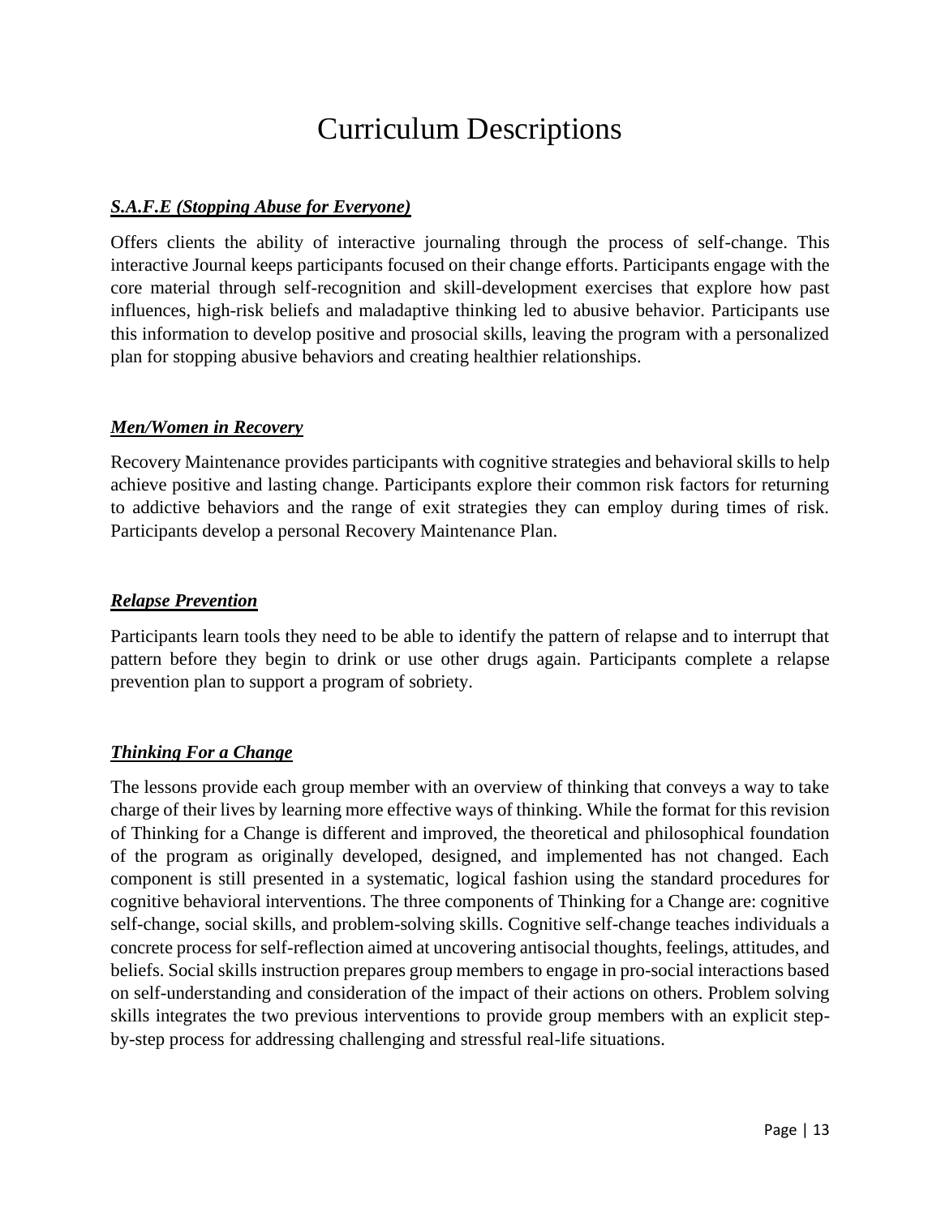# Curriculum Descriptions

***S.A.F.E (Stopping Abuse for Everyone)***

Offers clients the ability of interactive journaling through the process of self-change. This interactive Journal keeps participants focused on their change efforts. Participants engage with the core material through self-recognition and skill-development exercises that explore how past influences, high-risk beliefs and maladaptive thinking led to abusive behavior. Participants use this information to develop positive and prosocial skills, leaving the program with a personalized plan for stopping abusive behaviors and creating healthier relationships.

***Men/Women in Recovery***

Recovery Maintenance provides participants with cognitive strategies and behavioral skills to help achieve positive and lasting change. Participants explore their common risk factors for returning to addictive behaviors and the range of exit strategies they can employ during times of risk. Participants develop a personal Recovery Maintenance Plan.

***Relapse Prevention***

Participants learn tools they need to be able to identify the pattern of relapse and to interrupt that pattern before they begin to drink or use other drugs again. Participants complete a relapse prevention plan to support a program of sobriety.

***Thinking For a Change***

The lessons provide each group member with an overview of thinking that conveys a way to take charge of their lives by learning more effective ways of thinking. While the format for this revision of Thinking for a Change is different and improved, the theoretical and philosophical foundation of the program as originally developed, designed, and implemented has not changed. Each component is still presented in a systematic, logical fashion using the standard procedures for cognitive behavioral interventions. The three components of Thinking for a Change are: cognitive self-change, social skills, and problem-solving skills. Cognitive self-change teaches individuals a concrete process for self-reflection aimed at uncovering antisocial thoughts, feelings, attitudes, and beliefs. Social skills instruction prepares group members to engage in pro-social interactions based on self-understanding and consideration of the impact of their actions on others. Problem solving skills integrates the two previous interventions to provide group members with an explicit step-by-step process for addressing challenging and stressful real-life situations.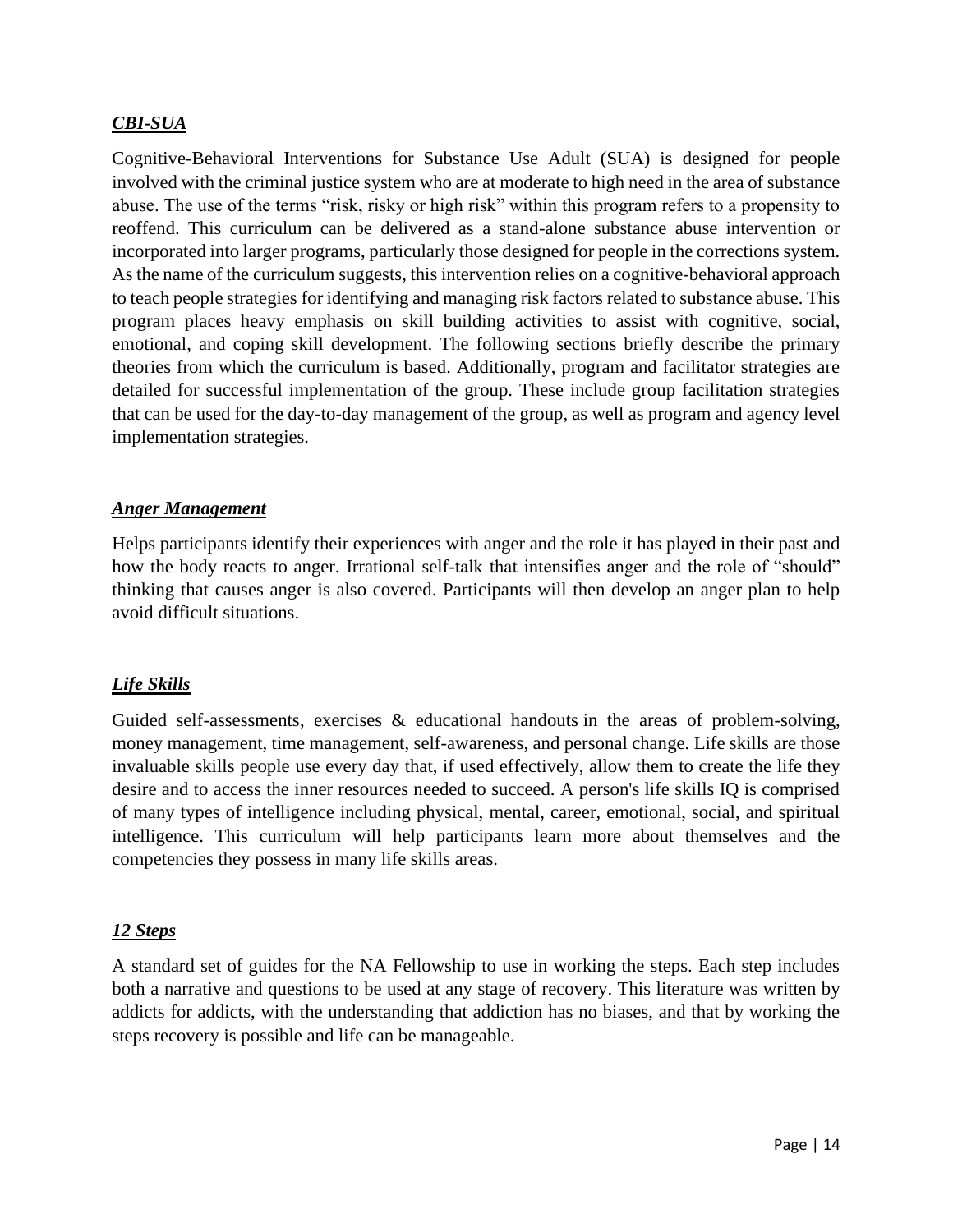### ***CBI-SUA***

Cognitive-Behavioral Interventions for Substance Use Adult (SUA) is designed for people involved with the criminal justice system who are at moderate to high need in the area of substance abuse. The use of the terms "risk, risky or high risk" within this program refers to a propensity to reoffend. This curriculum can be delivered as a stand-alone substance abuse intervention or incorporated into larger programs, particularly those designed for people in the corrections system. As the name of the curriculum suggests, this intervention relies on a cognitive-behavioral approach to teach people strategies for identifying and managing risk factors related to substance abuse. This program places heavy emphasis on skill building activities to assist with cognitive, social, emotional, and coping skill development. The following sections briefly describe the primary theories from which the curriculum is based. Additionally, program and facilitator strategies are detailed for successful implementation of the group. These include group facilitation strategies that can be used for the day-to-day management of the group, as well as program and agency level implementation strategies.

### ***Anger Management***

Helps participants identify their experiences with anger and the role it has played in their past and how the body reacts to anger. Irrational self-talk that intensifies anger and the role of "should" thinking that causes anger is also covered. Participants will then develop an anger plan to help avoid difficult situations.

### ***Life Skills***

Guided self-assessments, exercises & educational handouts in the areas of problem-solving, money management, time management, self-awareness, and personal change. Life skills are those invaluable skills people use every day that, if used effectively, allow them to create the life they desire and to access the inner resources needed to succeed. A person's life skills IQ is comprised of many types of intelligence including physical, mental, career, emotional, social, and spiritual intelligence. This curriculum will help participants learn more about themselves and the competencies they possess in many life skills areas.

### ***12 Steps***

A standard set of guides for the NA Fellowship to use in working the steps. Each step includes both a narrative and questions to be used at any stage of recovery. This literature was written by addicts for addicts, with the understanding that addiction has no biases, and that by working the steps recovery is possible and life can be manageable.